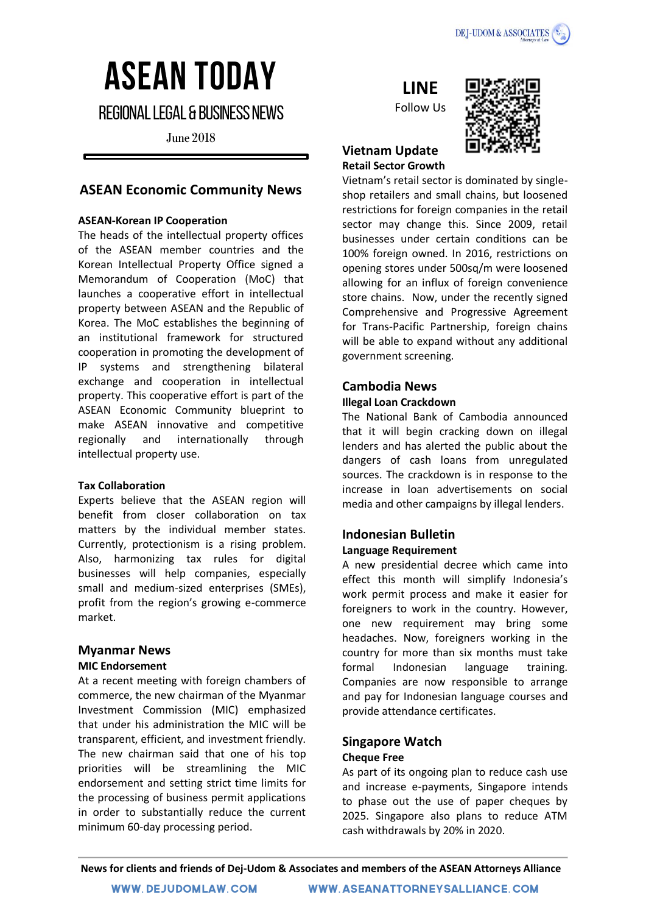# ASEAN TODAY

## REGIONAL LEGAL & BUSINESS NEWS

June 2018

## ASEAN Economic Community News

**ASEAN-Korean IP Cooperation**

The heads of the intellectual property offices of the ASEAN member countries and the Korean Intellectual Property Office signed a Memorandum of Cooperation (MoC) that launches a cooperative effort in intellectual property between ASEAN and the Republic of Korea. The MoC establishes the beginning of an institutional framework for structured cooperation in promoting the development of IP systems and strengthening bilateral exchange and cooperation in intellectual property. This cooperative effort is part of the ASEAN Economic Community blueprint to make ASEAN innovative and competitive regionally and internationally through intellectual property use.

**Tax Collaboration**

Experts believe that the ASEAN region will benefit from closer collaboration on tax matters by the individual member states. Currently, protectionism is a rising problem. Also, harmonizing tax rules for digital businesses will help companies, especially small and medium-sized enterprises (SMEs), profit from the region's growing e-commerce market.

## Myanmar News

**MIC Endorsement**

At a recent meeting with foreign chambers of commerce, the new chairman of the Myanmar Investment Commission (MIC) emphasized that under his administration the MIC will be transparent, efficient, and investment friendly. The new chairman said that one of his top priorities will be streamlining the MIC endorsement and setting strict time limits for the processing of business permit applications in order to substantially reduce the current minimum 60-day processing period.

**LINE**
Follow Us

## Vietnam Update

**Retail Sector Growth**

Vietnam's retail sector is dominated by single-shop retailers and small chains, but loosened restrictions for foreign companies in the retail sector may change this. Since 2009, retail businesses under certain conditions can be 100% foreign owned. In 2016, restrictions on opening stores under 500sq/m were loosened allowing for an influx of foreign convenience store chains. Now, under the recently signed Comprehensive and Progressive Agreement for Trans-Pacific Partnership, foreign chains will be able to expand without any additional government screening.

## Cambodia News

**Illegal Loan Crackdown**

The National Bank of Cambodia announced that it will begin cracking down on illegal lenders and has alerted the public about the dangers of cash loans from unregulated sources. The crackdown is in response to the increase in loan advertisements on social media and other campaigns by illegal lenders.

## Indonesian Bulletin

**Language Requirement**

A new presidential decree which came into effect this month will simplify Indonesia's work permit process and make it easier for foreigners to work in the country. However, one new requirement may bring some headaches. Now, foreigners working in the country for more than six months must take formal Indonesian language training. Companies are now responsible to arrange and pay for Indonesian language courses and provide attendance certificates.

## Singapore Watch

**Cheque Free**

As part of its ongoing plan to reduce cash use and increase e-payments, Singapore intends to phase out the use of paper cheques by 2025. Singapore also plans to reduce ATM cash withdrawals by 20% in 2020.

**News for clients and friends of Dej-Udom & Associates and members of the ASEAN Attorneys Alliance**

WWW.DEJUDOMLAW.COM WWW.ASEANATTORNEYSALLIANCE.COM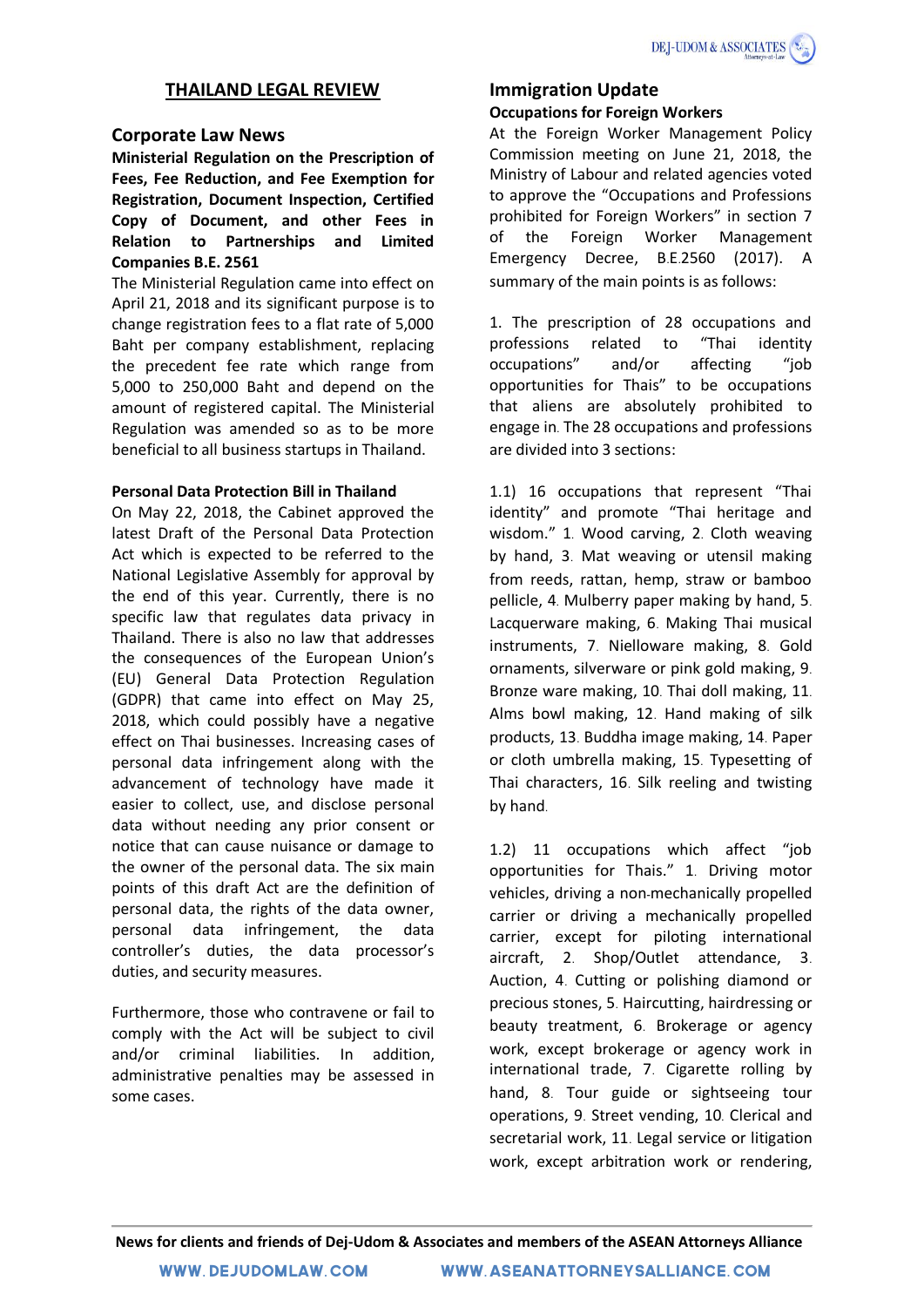# THAILAND LEGAL REVIEW

## Corporate Law News

**Ministerial Regulation on the Prescription of Fees, Fee Reduction, and Fee Exemption for Registration, Document Inspection, Certified Copy of Document, and other Fees in Relation to Partnerships and Limited Companies B.E. 2561**

The Ministerial Regulation came into effect on April 21, 2018 and its significant purpose is to change registration fees to a flat rate of 5,000 Baht per company establishment, replacing the precedent fee rate which range from 5,000 to 250,000 Baht and depend on the amount of registered capital. The Ministerial Regulation was amended so as to be more beneficial to all business startups in Thailand.

**Personal Data Protection Bill in Thailand**

On May 22, 2018, the Cabinet approved the latest Draft of the Personal Data Protection Act which is expected to be referred to the National Legislative Assembly for approval by the end of this year. Currently, there is no specific law that regulates data privacy in Thailand. There is also no law that addresses the consequences of the European Union's (EU) General Data Protection Regulation (GDPR) that came into effect on May 25, 2018, which could possibly have a negative effect on Thai businesses. Increasing cases of personal data infringement along with the advancement of technology have made it easier to collect, use, and disclose personal data without needing any prior consent or notice that can cause nuisance or damage to the owner of the personal data. The six main points of this draft Act are the definition of personal data, the rights of the data owner, personal data infringement, the data controller's duties, the data processor's duties, and security measures.

Furthermore, those who contravene or fail to comply with the Act will be subject to civil and/or criminal liabilities. In addition, administrative penalties may be assessed in some cases.

## Immigration Update

**Occupations for Foreign Workers**

At the Foreign Worker Management Policy Commission meeting on June 21, 2018, the Ministry of Labour and related agencies voted to approve the "Occupations and Professions prohibited for Foreign Workers" in section 7 of the Foreign Worker Management Emergency Decree, B.E.2560 (2017). A summary of the main points is as follows:

1. The prescription of 28 occupations and professions related to "Thai identity occupations" and/or affecting "job opportunities for Thais" to be occupations that aliens are absolutely prohibited to engage in. The 28 occupations and professions are divided into 3 sections:

1.1) 16 occupations that represent "Thai identity" and promote "Thai heritage and wisdom." 1. Wood carving, 2. Cloth weaving by hand, 3. Mat weaving or utensil making from reeds, rattan, hemp, straw or bamboo pellicle, 4. Mulberry paper making by hand, 5. Lacquerware making, 6. Making Thai musical instruments, 7. Nielloware making, 8. Gold ornaments, silverware or pink gold making, 9. Bronze ware making, 10. Thai doll making, 11. Alms bowl making, 12. Hand making of silk products, 13. Buddha image making, 14. Paper or cloth umbrella making, 15. Typesetting of Thai characters, 16. Silk reeling and twisting by hand.

1.2) 11 occupations which affect "job opportunities for Thais." 1. Driving motor vehicles, driving a non-mechanically propelled carrier or driving a mechanically propelled carrier, except for piloting international aircraft, 2. Shop/Outlet attendance, 3. Auction, 4. Cutting or polishing diamond or precious stones, 5. Haircutting, hairdressing or beauty treatment, 6. Brokerage or agency work, except brokerage or agency work in international trade, 7. Cigarette rolling by hand, 8. Tour guide or sightseeing tour operations, 9. Street vending, 10. Clerical and secretarial work, 11. Legal service or litigation work, except arbitration work or rendering,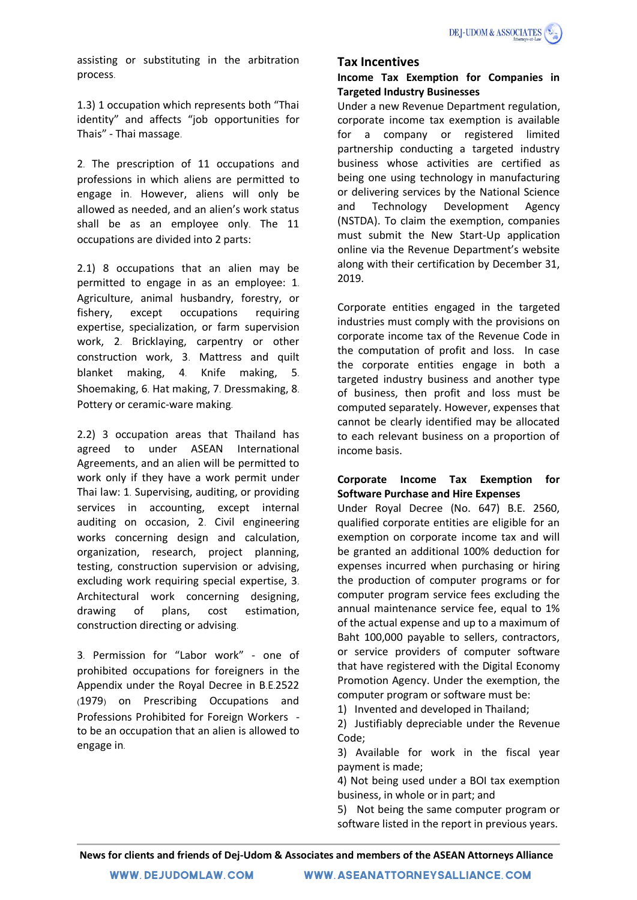assisting or substituting in the arbitration process.

1.3) 1 occupation which represents both "Thai identity" and affects "job opportunities for Thais" - Thai massage.

2. The prescription of 11 occupations and professions in which aliens are permitted to engage in. However, aliens will only be allowed as needed, and an alien's work status shall be as an employee only. The 11 occupations are divided into 2 parts:

2.1) 8 occupations that an alien may be permitted to engage in as an employee: 1. Agriculture, animal husbandry, forestry, or fishery, except occupations requiring expertise, specialization, or farm supervision work, 2. Bricklaying, carpentry or other construction work, 3. Mattress and quilt blanket making, 4. Knife making, 5. Shoemaking, 6. Hat making, 7. Dressmaking, 8. Pottery or ceramic-ware making.

2.2) 3 occupation areas that Thailand has agreed to under ASEAN International Agreements, and an alien will be permitted to work only if they have a work permit under Thai law: 1. Supervising, auditing, or providing services in accounting, except internal auditing on occasion, 2. Civil engineering works concerning design and calculation, organization, research, project planning, testing, construction supervision or advising, excluding work requiring special expertise, 3. Architectural work concerning designing, drawing of plans, cost estimation, construction directing or advising.

3. Permission for "Labor work" - one of prohibited occupations for foreigners in the Appendix under the Royal Decree in B.E.2522 (1979) on Prescribing Occupations and Professions Prohibited for Foreign Workers - to be an occupation that an alien is allowed to engage in.

## Tax Incentives

**Income Tax Exemption for Companies in Targeted Industry Businesses**

Under a new Revenue Department regulation, corporate income tax exemption is available for a company or registered limited partnership conducting a targeted industry business whose activities are certified as being one using technology in manufacturing or delivering services by the National Science and Technology Development Agency (NSTDA). To claim the exemption, companies must submit the New Start-Up application online via the Revenue Department's website along with their certification by December 31, 2019.

Corporate entities engaged in the targeted industries must comply with the provisions on corporate income tax of the Revenue Code in the computation of profit and loss. In case the corporate entities engage in both a targeted industry business and another type of business, then profit and loss must be computed separately. However, expenses that cannot be clearly identified may be allocated to each relevant business on a proportion of income basis.

**Corporate Income Tax Exemption for Software Purchase and Hire Expenses**

Under Royal Decree (No. 647) B.E. 2560, qualified corporate entities are eligible for an exemption on corporate income tax and will be granted an additional 100% deduction for expenses incurred when purchasing or hiring the production of computer programs or for computer program service fees excluding the annual maintenance service fee, equal to 1% of the actual expense and up to a maximum of Baht 100,000 payable to sellers, contractors, or service providers of computer software that have registered with the Digital Economy Promotion Agency. Under the exemption, the computer program or software must be:

1) Invented and developed in Thailand;
2) Justifiably depreciable under the Revenue Code;
3) Available for work in the fiscal year payment is made;
4) Not being used under a BOI tax exemption business, in whole or in part; and
5) Not being the same computer program or software listed in the report in previous years.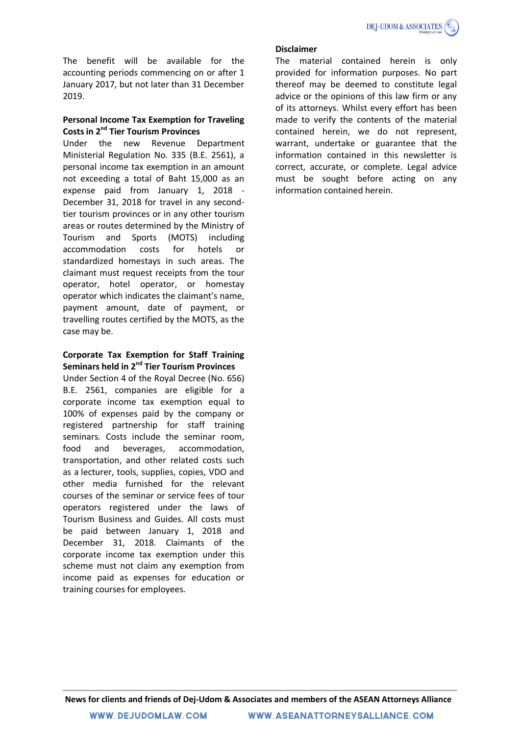The benefit will be available for the accounting periods commencing on or after 1 January 2017, but not later than 31 December 2019.

**Personal Income Tax Exemption for Traveling Costs in 2nd Tier Tourism Provinces**

Under the new Revenue Department Ministerial Regulation No. 335 (B.E. 2561), a personal income tax exemption in an amount not exceeding a total of Baht 15,000 as an expense paid from January 1, 2018 - December 31, 2018 for travel in any second-tier tourism provinces or in any other tourism areas or routes determined by the Ministry of Tourism and Sports (MOTS) including accommodation costs for hotels or standardized homestays in such areas. The claimant must request receipts from the tour operator, hotel operator, or homestay operator which indicates the claimant's name, payment amount, date of payment, or travelling routes certified by the MOTS, as the case may be.

**Corporate Tax Exemption for Staff Training Seminars held in 2nd Tier Tourism Provinces**

Under Section 4 of the Royal Decree (No. 656) B.E. 2561, companies are eligible for a corporate income tax exemption equal to 100% of expenses paid by the company or registered partnership for staff training seminars. Costs include the seminar room, food and beverages, accommodation, transportation, and other related costs such as a lecturer, tools, supplies, copies, VDO and other media furnished for the relevant courses of the seminar or service fees of tour operators registered under the laws of Tourism Business and Guides. All costs must be paid between January 1, 2018 and December 31, 2018. Claimants of the corporate income tax exemption under this scheme must not claim any exemption from income paid as expenses for education or training courses for employees.

**Disclaimer**

The material contained herein is only provided for information purposes. No part thereof may be deemed to constitute legal advice or the opinions of this law firm or any of its attorneys. Whilst every effort has been made to verify the contents of the material contained herein, we do not represent, warrant, undertake or guarantee that the information contained in this newsletter is correct, accurate, or complete. Legal advice must be sought before acting on any information contained herein.